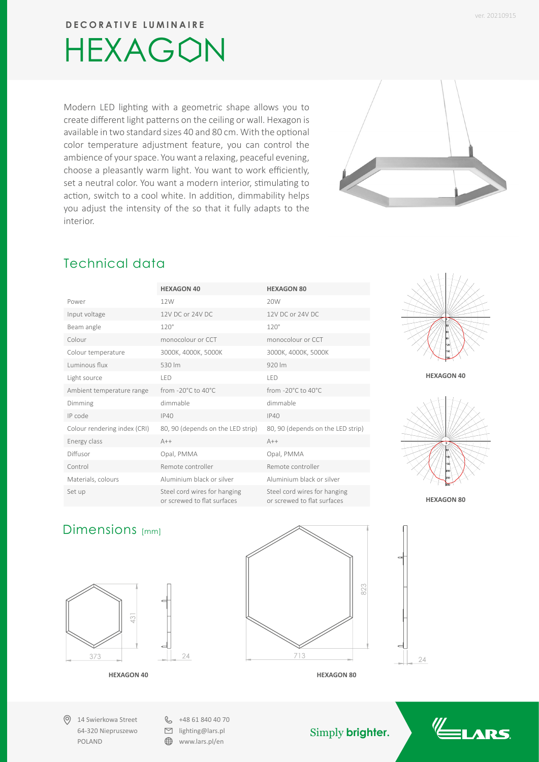# DECORATIVE LUMINAIRE

# HEXAGON

Modern LED lighting with a geometric shape allows you to create different light patterns on the ceiling or wall. Hexagon is available in two standard sizes 40 and 80 cm. With the optional color temperature adjustment feature, you can control the ambience of your space. You want a relaxing, peaceful evening, choose a pleasantly warm light. You want to work efficiently, set a neutral color. You want a modern interior, stimulating to action, switch to a cool white. In addition, dimmability helps you adjust the intensity of the so that it fully adapts to the interior.

## Technical data

| | **HEXAGON 40** | **HEXAGON 80** |
|---|---|---|
| Power | 12W | 20W |
| Input voltage | 12V DC or 24V DC | 12V DC or 24V DC |
| Beam angle | 120° | 120° |
| Colour | monocolour or CCT | monocolour or CCT |
| Colour temperature | 3000K, 4000K, 5000K | 3000K, 4000K, 5000K |
| Luminous flux | 530 lm | 920 lm |
| Light source | LED | LED |
| Ambient temperature range | from -20°C to 40°C | from -20°C to 40°C |
| Dimming | dimmable | dimmable |
| IP code | IP40 | IP40 |
| Colour rendering index (CRI) | 80, 90 (depends on the LED strip) | 80, 90 (depends on the LED strip) |
| Energy class | A++ | A++ |
| Diffusor | Opal, PMMA | Opal, PMMA |
| Control | Remote controller | Remote controller |
| Materials, colours | Aluminium black or silver | Aluminium black or silver |
| Set up | Steel cord wires for hanging or screwed to flat surfaces | Steel cord wires for hanging or screwed to flat surfaces |

**HEXAGON 40**

**HEXAGON 80**

## Dimensions [mm]

431

373

24

**HEXAGON 40**

823

713

24

**HEXAGON 80**

14 Swierkowa Street
64-320 Niepruszewo
POLAND

+48 61 840 40 70
lighting@lars.pl
www.lars.pl/en

Simply **brighter.**

LARS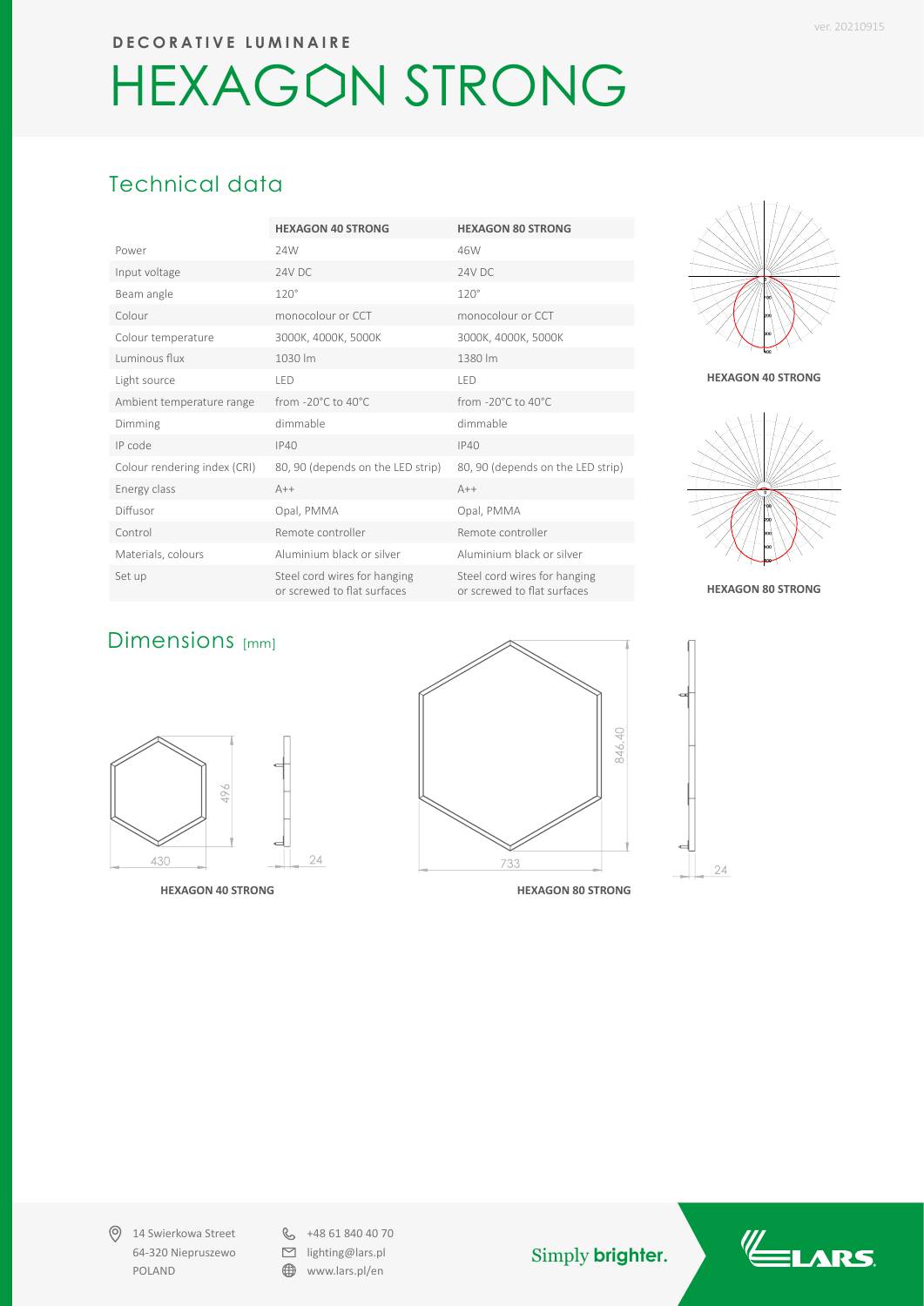ver. 20210915

**DECORATIVE LUMINAIRE**

# HEXAGON STRONG

## Technical data

| | HEXAGON 40 STRONG | HEXAGON 80 STRONG |
|---|---|---|
| Power | 24W | 46W |
| Input voltage | 24V DC | 24V DC |
| Beam angle | 120° | 120° |
| Colour | monocolour or CCT | monocolour or CCT |
| Colour temperature | 3000K, 4000K, 5000K | 3000K, 4000K, 5000K |
| Luminous flux | 1030 lm | 1380 lm |
| Light source | LED | LED |
| Ambient temperature range | from -20°C to 40°C | from -20°C to 40°C |
| Dimming | dimmable | dimmable |
| IP code | IP40 | IP40 |
| Colour rendering index (CRI) | 80, 90 (depends on the LED strip) | 80, 90 (depends on the LED strip) |
| Energy class | A++ | A++ |
| Diffusor | Opal, PMMA | Opal, PMMA |
| Control | Remote controller | Remote controller |
| Materials, colours | Aluminium black or silver | Aluminium black or silver |
| Set up | Steel cord wires for hanging or screwed to flat surfaces | Steel cord wires for hanging or screwed to flat surfaces |

HEXAGON 40 STRONG

HEXAGON 80 STRONG

## Dimensions [mm]

496

430

24

HEXAGON 40 STRONG

846,40

733

24

HEXAGON 80 STRONG

14 Swierkowa Street
64-320 Niepruszewo
POLAND

+48 61 840 40 70
lighting@lars.pl
www.lars.pl/en

Simply **brighter.**

LARS